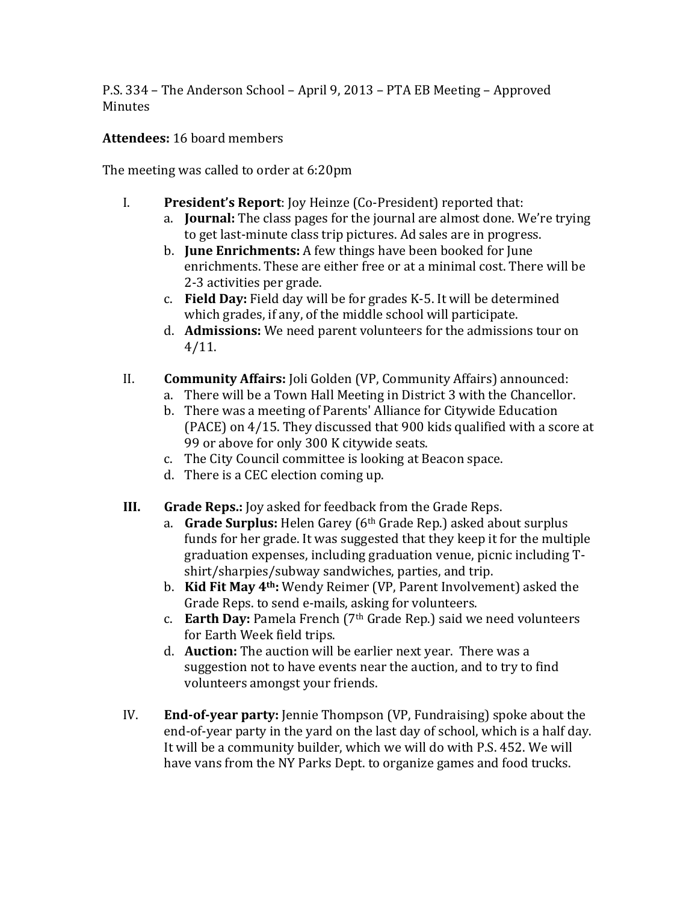P.S. 334 – The Anderson School – April 9, 2013 – PTA EB Meeting – Approved Minutes

**Attendees:** 16 board members

The meeting was called to order at 6:20pm

I. **President's Report**: Joy Heinze (Co-President) reported that:
   a. **Journal:** The class pages for the journal are almost done. We're trying to get last-minute class trip pictures. Ad sales are in progress.
   b. **June Enrichments:** A few things have been booked for June enrichments. These are either free or at a minimal cost. There will be 2-3 activities per grade.
   c. **Field Day:** Field day will be for grades K-5. It will be determined which grades, if any, of the middle school will participate.
   d. **Admissions:** We need parent volunteers for the admissions tour on 4/11.

II. **Community Affairs:** Joli Golden (VP, Community Affairs) announced:
   a. There will be a Town Hall Meeting in District 3 with the Chancellor.
   b. There was a meeting of Parents' Alliance for Citywide Education (PACE) on 4/15. They discussed that 900 kids qualified with a score at 99 or above for only 300 K citywide seats.
   c. The City Council committee is looking at Beacon space.
   d. There is a CEC election coming up.

**III.** **Grade Reps.:** Joy asked for feedback from the Grade Reps.
   a. **Grade Surplus:** Helen Garey (6th Grade Rep.) asked about surplus funds for her grade. It was suggested that they keep it for the multiple graduation expenses, including graduation venue, picnic including T-shirt/sharpies/subway sandwiches, parties, and trip.
   b. **Kid Fit May 4th:** Wendy Reimer (VP, Parent Involvement) asked the Grade Reps. to send e-mails, asking for volunteers.
   c. **Earth Day:** Pamela French (7th Grade Rep.) said we need volunteers for Earth Week field trips.
   d. **Auction:** The auction will be earlier next year. There was a suggestion not to have events near the auction, and to try to find volunteers amongst your friends.

IV. **End-of-year party:** Jennie Thompson (VP, Fundraising) spoke about the end-of-year party in the yard on the last day of school, which is a half day. It will be a community builder, which we will do with P.S. 452. We will have vans from the NY Parks Dept. to organize games and food trucks.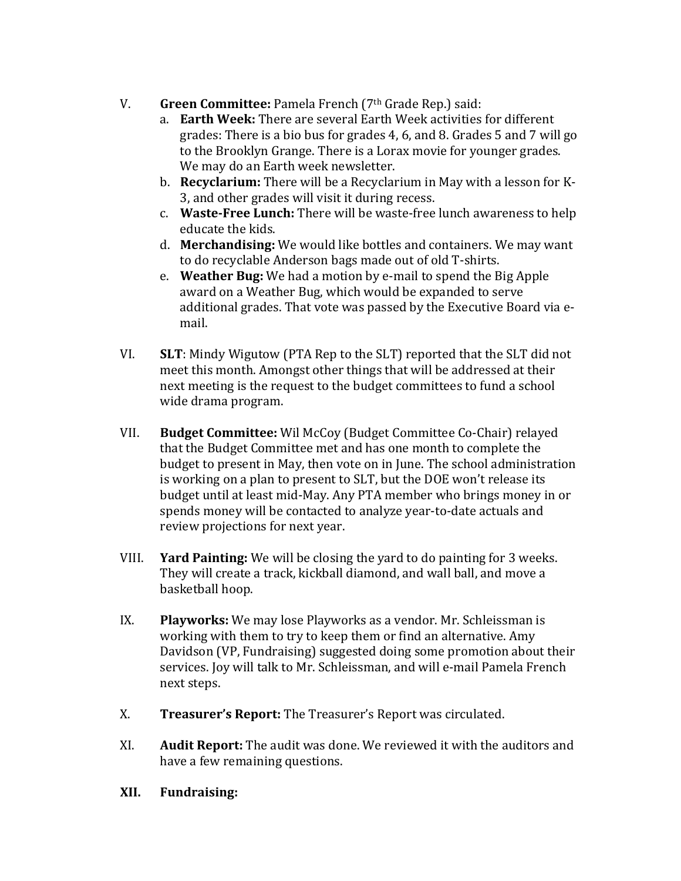V. **Green Committee:** Pamela French (7th Grade Rep.) said:

   a. **Earth Week:** There are several Earth Week activities for different grades: There is a bio bus for grades 4, 6, and 8. Grades 5 and 7 will go to the Brooklyn Grange. There is a Lorax movie for younger grades. We may do an Earth week newsletter.

   b. **Recyclarium:** There will be a Recyclarium in May with a lesson for K-3, and other grades will visit it during recess.

   c. **Waste-Free Lunch:** There will be waste-free lunch awareness to help educate the kids.

   d. **Merchandising:** We would like bottles and containers. We may want to do recyclable Anderson bags made out of old T-shirts.

   e. **Weather Bug:** We had a motion by e-mail to spend the Big Apple award on a Weather Bug, which would be expanded to serve additional grades. That vote was passed by the Executive Board via e-mail.

VI. **SLT**: Mindy Wigutow (PTA Rep to the SLT) reported that the SLT did not meet this month. Amongst other things that will be addressed at their next meeting is the request to the budget committees to fund a school wide drama program.

VII. **Budget Committee:** Wil McCoy (Budget Committee Co-Chair) relayed that the Budget Committee met and has one month to complete the budget to present in May, then vote on in June. The school administration is working on a plan to present to SLT, but the DOE won't release its budget until at least mid-May. Any PTA member who brings money in or spends money will be contacted to analyze year-to-date actuals and review projections for next year.

VIII. **Yard Painting:** We will be closing the yard to do painting for 3 weeks. They will create a track, kickball diamond, and wall ball, and move a basketball hoop.

IX. **Playworks:** We may lose Playworks as a vendor. Mr. Schleissman is working with them to try to keep them or find an alternative. Amy Davidson (VP, Fundraising) suggested doing some promotion about their services. Joy will talk to Mr. Schleissman, and will e-mail Pamela French next steps.

X. **Treasurer's Report:** The Treasurer's Report was circulated.

XI. **Audit Report:** The audit was done. We reviewed it with the auditors and have a few remaining questions.

**XII. Fundraising:**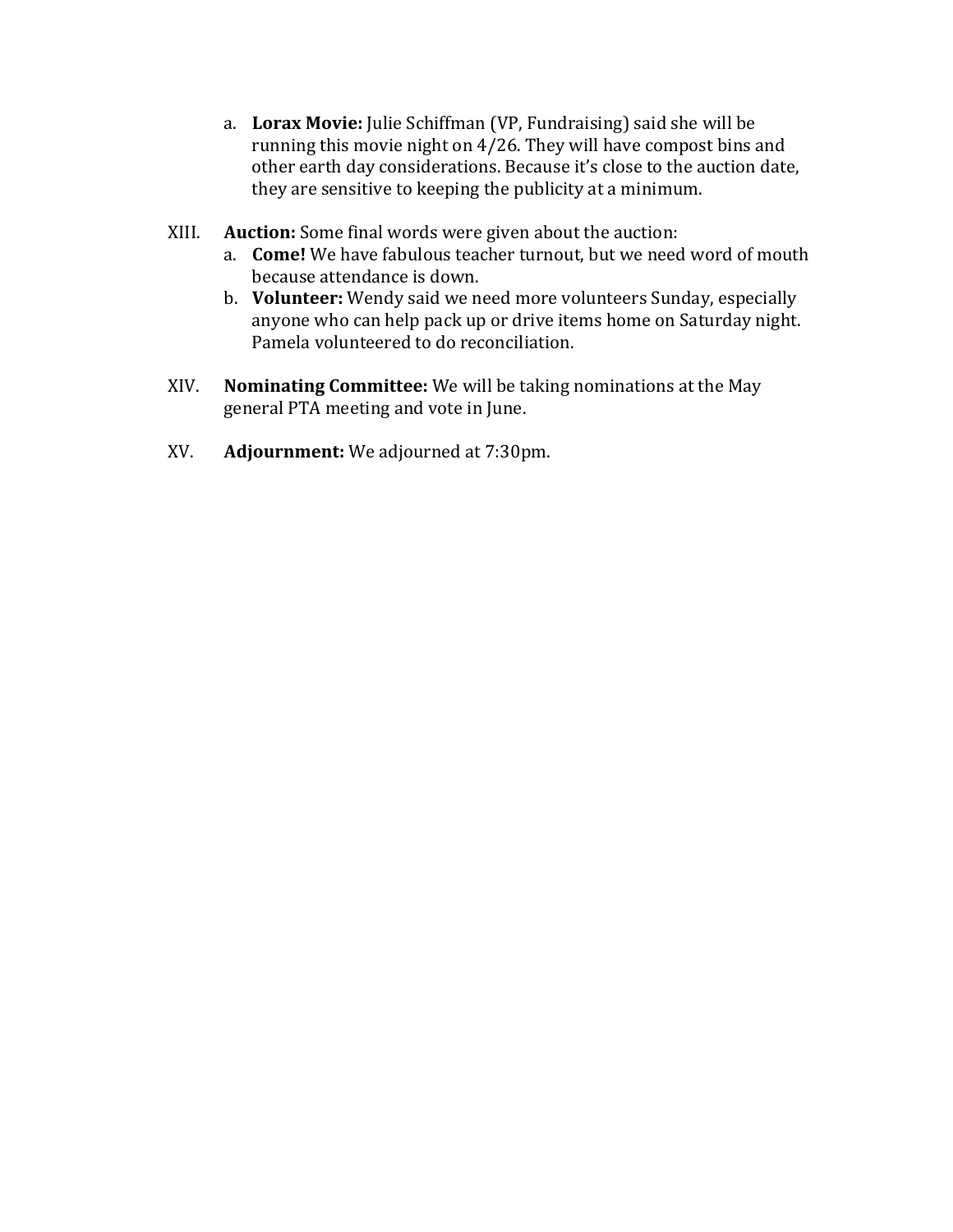a. **Lorax Movie:** Julie Schiffman (VP, Fundraising) said she will be running this movie night on 4/26. They will have compost bins and other earth day considerations. Because it's close to the auction date, they are sensitive to keeping the publicity at a minimum.

XIII. **Auction:** Some final words were given about the auction:

a. **Come!** We have fabulous teacher turnout, but we need word of mouth because attendance is down.

b. **Volunteer:** Wendy said we need more volunteers Sunday, especially anyone who can help pack up or drive items home on Saturday night. Pamela volunteered to do reconciliation.

XIV. **Nominating Committee:** We will be taking nominations at the May general PTA meeting and vote in June.

XV. **Adjournment:** We adjourned at 7:30pm.